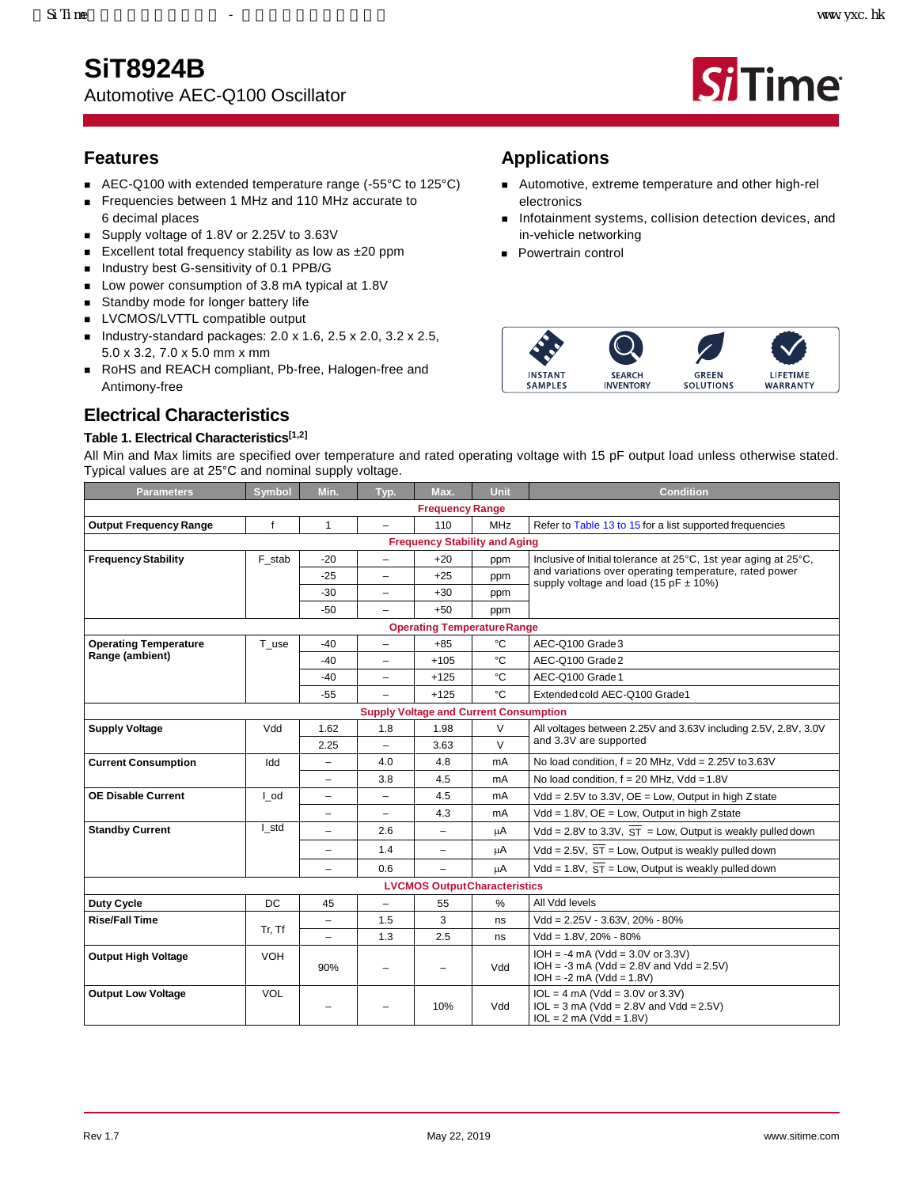# SiT8924B

Automotive AEC-Q100 Oscillator

## Features

- AEC-Q100 with extended temperature range (-55°C to 125°C)
- Frequencies between 1 MHz and 110 MHz accurate to 6 decimal places
- Supply voltage of 1.8V or 2.25V to 3.63V
- Excellent total frequency stability as low as ±20 ppm
- Industry best G-sensitivity of 0.1 PPB/G
- Low power consumption of 3.8 mA typical at 1.8V
- Standby mode for longer battery life
- LVCMOS/LVTTL compatible output
- Industry-standard packages: 2.0 x 1.6, 2.5 x 2.0, 3.2 x 2.5, 5.0 x 3.2, 7.0 x 5.0 mm x mm
- RoHS and REACH compliant, Pb-free, Halogen-free and Antimony-free

## Applications

- Automotive, extreme temperature and other high-rel electronics
- Infotainment systems, collision detection devices, and in-vehicle networking
- Powertrain control

INSTANT SAMPLES | SEARCH INVENTORY | GREEN SOLUTIONS | LIFETIME WARRANTY

## Electrical Characteristics

### Table 1. Electrical Characteristics[1,2]

All Min and Max limits are specified over temperature and rated operating voltage with 15 pF output load unless otherwise stated. Typical values are at 25°C and nominal supply voltage.

| Parameters | Symbol | Min. | Typ. | Max. | Unit | Condition |
|---|---|---|---|---|---|---|
| **Frequency Range** | | | | | | |
| **Output Frequency Range** | f | 1 | – | 110 | MHz | Refer to Table 13 to 15 for a list supported frequencies |
| **Frequency Stability and Aging** | | | | | | |
| **Frequency Stability** | F_stab | -20 | – | +20 | ppm | Inclusive of Initial tolerance at 25°C, 1st year aging at 25°C, and variations over operating temperature, rated power supply voltage and load (15 pF ± 10%) |
| | | -25 | – | +25 | ppm | |
| | | -30 | – | +30 | ppm | |
| | | -50 | – | +50 | ppm | |
| **Operating Temperature Range** | | | | | | |
| **Operating Temperature Range (ambient)** | T_use | -40 | – | +85 | °C | AEC-Q100 Grade 3 |
| | | -40 | – | +105 | °C | AEC-Q100 Grade 2 |
| | | -40 | – | +125 | °C | AEC-Q100 Grade 1 |
| | | -55 | – | +125 | °C | Extended cold AEC-Q100 Grade1 |
| **Supply Voltage and Current Consumption** | | | | | | |
| **Supply Voltage** | Vdd | 1.62 | 1.8 | 1.98 | V | All voltages between 2.25V and 3.63V including 2.5V, 2.8V, 3.0V and 3.3V are supported |
| | | 2.25 | – | 3.63 | V | |
| **Current Consumption** | Idd | – | 4.0 | 4.8 | mA | No load condition, f = 20 MHz, Vdd = 2.25V to 3.63V |
| | | – | 3.8 | 4.5 | mA | No load condition, f = 20 MHz, Vdd = 1.8V |
| **OE Disable Current** | I_od | – | – | 4.5 | mA | Vdd = 2.5V to 3.3V, OE = Low, Output in high Z state |
| | | – | – | 4.3 | mA | Vdd = 1.8V, OE = Low, Output in high Z state |
| **Standby Current** | I_std | – | 2.6 | – | µA | Vdd = 2.8V to 3.3V, $\overline{ST}$ = Low, Output is weakly pulled down |
| | | – | 1.4 | – | µA | Vdd = 2.5V, $\overline{ST}$ = Low, Output is weakly pulled down |
| | | – | 0.6 | – | µA | Vdd = 1.8V, $\overline{ST}$ = Low, Output is weakly pulled down |
| **LVCMOS Output Characteristics** | | | | | | |
| **Duty Cycle** | DC | 45 | – | 55 | % | All Vdd levels |
| **Rise/Fall Time** | Tr, Tf | – | 1.5 | 3 | ns | Vdd = 2.25V - 3.63V, 20% - 80% |
| | | – | 1.3 | 2.5 | ns | Vdd = 1.8V, 20% - 80% |
| **Output High Voltage** | VOH | 90% | – | – | Vdd | IOH = -4 mA (Vdd = 3.0V or 3.3V)<br>IOH = -3 mA (Vdd = 2.8V and Vdd = 2.5V)<br>IOH = -2 mA (Vdd = 1.8V) |
| **Output Low Voltage** | VOL | – | – | 10% | Vdd | IOL = 4 mA (Vdd = 3.0V or 3.3V)<br>IOL = 3 mA (Vdd = 2.8V and Vdd = 2.5V)<br>IOL = 2 mA (Vdd = 1.8V) |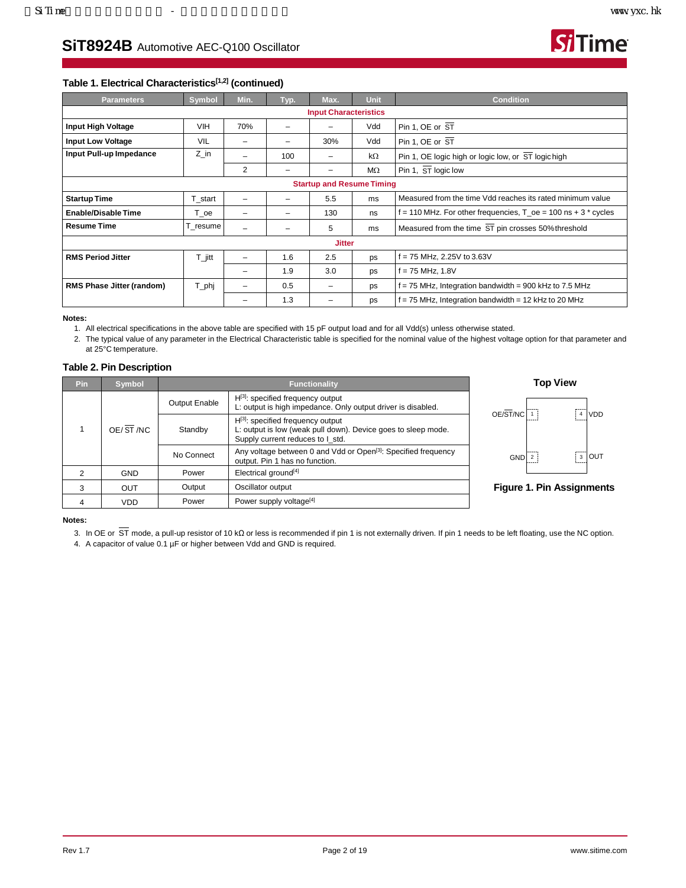## SiT8924B Automotive AEC-Q100 Oscillator

### Table 1. Electrical Characteristics[1,2] (continued)

| Parameters | Symbol | Min. | Typ. | Max. | Unit | Condition |
|---|---|---|---|---|---|---|
| **Input Characteristics** | | | | | | |
| **Input High Voltage** | VIH | 70% | – | – | Vdd | Pin 1, OE or $\overline{ST}$ |
| **Input Low Voltage** | VIL | – | – | 30% | Vdd | Pin 1, OE or $\overline{ST}$ |
| **Input Pull-up Impedance** | Z_in | – | 100 | – | kΩ | Pin 1, OE logic high or logic low, or $\overline{ST}$ logic high |
| | | 2 | – | – | MΩ | Pin 1, $\overline{ST}$ logic low |
| **Startup and Resume Timing** | | | | | | |
| **Startup Time** | T_start | – | – | 5.5 | ms | Measured from the time Vdd reaches its rated minimum value |
| **Enable/Disable Time** | T_oe | – | – | 130 | ns | f = 110 MHz. For other frequencies, T_oe = 100 ns + 3 * cycles |
| **Resume Time** | T_resume | – | – | 5 | ms | Measured from the time $\overline{ST}$ pin crosses 50% threshold |
| **Jitter** | | | | | | |
| **RMS Period Jitter** | T_jitt | – | 1.6 | 2.5 | ps | f = 75 MHz, 2.25V to 3.63V |
| | | – | 1.9 | 3.0 | ps | f = 75 MHz, 1.8V |
| **RMS Phase Jitter (random)** | T_phj | – | 0.5 | – | ps | f = 75 MHz, Integration bandwidth = 900 kHz to 7.5 MHz |
| | | – | 1.3 | – | ps | f = 75 MHz, Integration bandwidth = 12 kHz to 20 MHz |

**Notes:**

1. All electrical specifications in the above table are specified with 15 pF output load and for all Vdd(s) unless otherwise stated.
2. The typical value of any parameter in the Electrical Characteristic table is specified for the nominal value of the highest voltage option for that parameter and at 25°C temperature.

### Table 2. Pin Description

| Pin | Symbol | Functionality | |
|---|---|---|---|
| 1 | OE/ $\overline{ST}$ /NC | Output Enable | H[3]: specified frequency output<br>L: output is high impedance. Only output driver is disabled. |
| | | Standby | H[3]: specified frequency output<br>L: output is low (weak pull down). Device goes to sleep mode. Supply current reduces to I_std. |
| | | No Connect | Any voltage between 0 and Vdd or Open[3]: Specified frequency output. Pin 1 has no function. |
| 2 | GND | Power | Electrical ground[4] |
| 3 | OUT | Output | Oscillator output |
| 4 | VDD | Power | Power supply voltage[4] |

**Top View**

| | | | |
|---|---|---|---|
| OE/$\overline{ST}$/NC | 1 | 4 | VDD |
| GND | 2 | 3 | OUT |

**Figure 1. Pin Assignments**

**Notes:**

3. In OE or $\overline{ST}$ mode, a pull-up resistor of 10 kΩ or less is recommended if pin 1 is not externally driven. If pin 1 needs to be left floating, use the NC option.
4. A capacitor of value 0.1 µF or higher between Vdd and GND is required.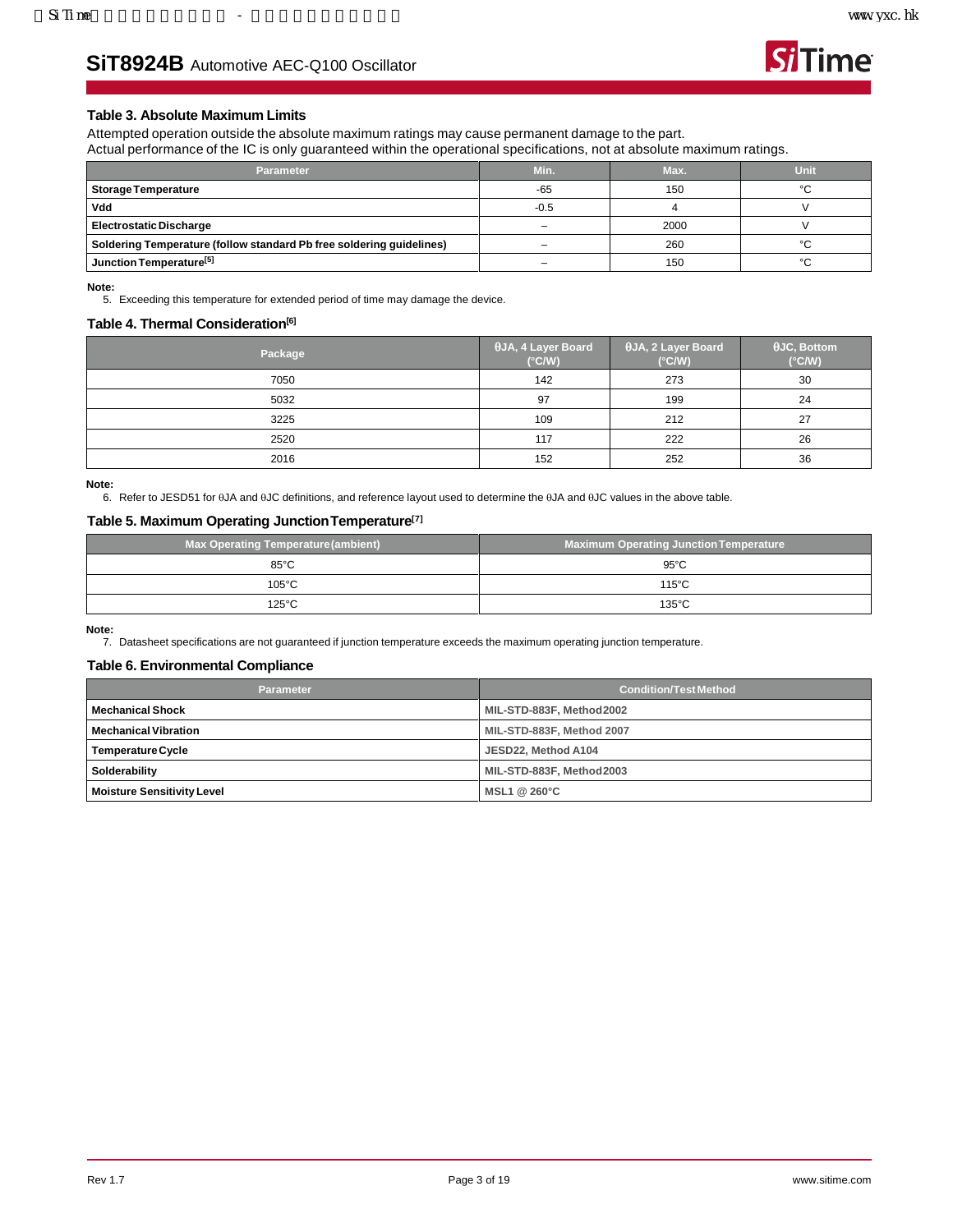### Table 3. Absolute Maximum Limits

Attempted operation outside the absolute maximum ratings may cause permanent damage to the part.
Actual performance of the IC is only guaranteed within the operational specifications, not at absolute maximum ratings.

| Parameter | Min. | Max. | Unit |
|---|---|---|---|
| **Storage Temperature** | -65 | 150 | °C |
| **Vdd** | -0.5 | 4 | V |
| **Electrostatic Discharge** | – | 2000 | V |
| **Soldering Temperature (follow standard Pb free soldering guidelines)** | – | 260 | °C |
| **Junction Temperature[5]** | – | 150 | °C |

**Note:**
5. Exceeding this temperature for extended period of time may damage the device.

### Table 4. Thermal Consideration[6]

| Package | θJA, 4 Layer Board (°C/W) | θJA, 2 Layer Board (°C/W) | θJC, Bottom (°C/W) |
|---|---|---|---|
| 7050 | 142 | 273 | 30 |
| 5032 | 97 | 199 | 24 |
| 3225 | 109 | 212 | 27 |
| 2520 | 117 | 222 | 26 |
| 2016 | 152 | 252 | 36 |

**Note:**
6. Refer to JESD51 for θJA and θJC definitions, and reference layout used to determine the θJA and θJC values in the above table.

### Table 5. Maximum Operating Junction Temperature[7]

| Max Operating Temperature (ambient) | Maximum Operating Junction Temperature |
|---|---|
| 85°C | 95°C |
| 105°C | 115°C |
| 125°C | 135°C |

**Note:**
7. Datasheet specifications are not guaranteed if junction temperature exceeds the maximum operating junction temperature.

### Table 6. Environmental Compliance

| Parameter | Condition/Test Method |
|---|---|
| **Mechanical Shock** | MIL-STD-883F, Method 2002 |
| **Mechanical Vibration** | MIL-STD-883F, Method 2007 |
| **Temperature Cycle** | JESD22, Method A104 |
| **Solderability** | MIL-STD-883F, Method 2003 |
| **Moisture Sensitivity Level** | MSL1 @ 260°C |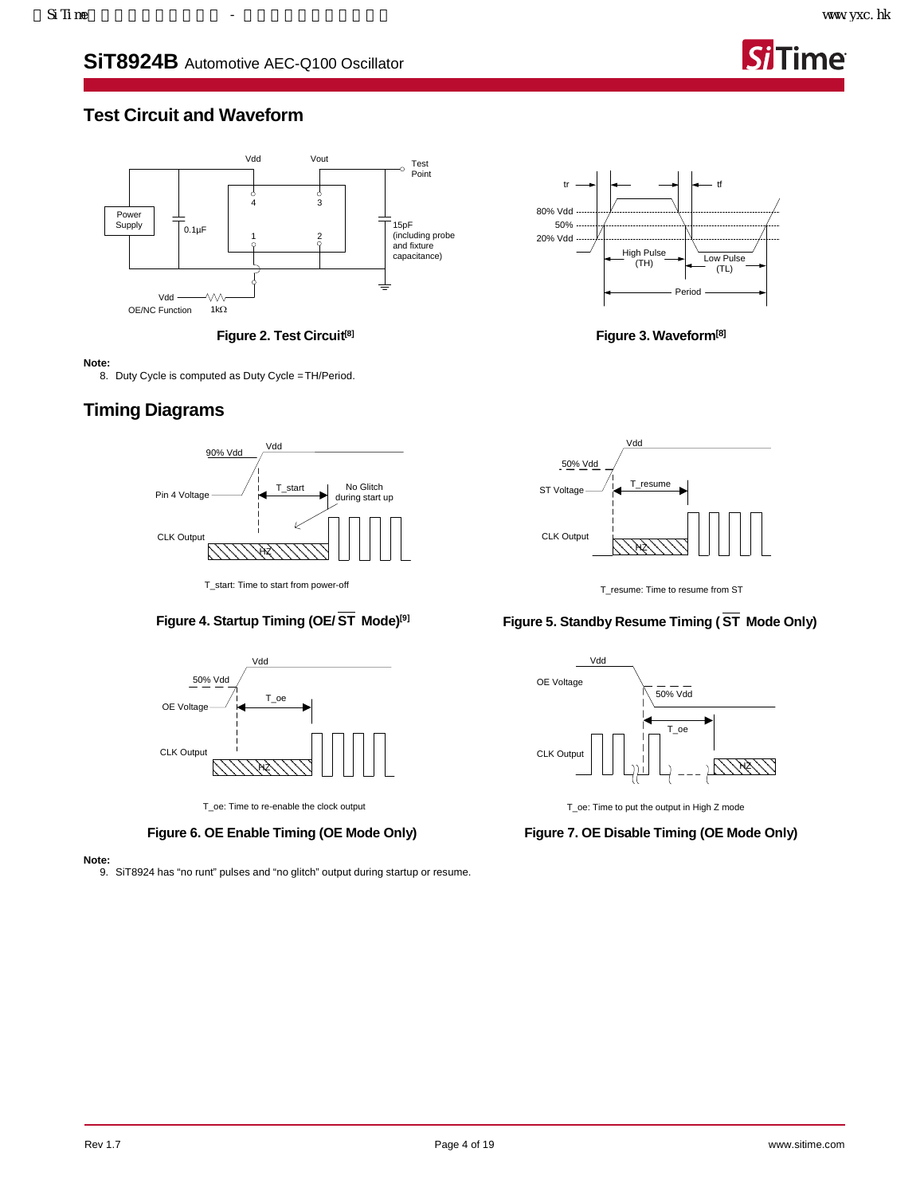## Test Circuit and Waveform

Figure 2. Test Circuit[8]

Figure 3. Waveform[8]

**Note:**

8. Duty Cycle is computed as Duty Cycle = TH/Period.

## Timing Diagrams

T_start: Time to start from power-off

Figure 4. Startup Timing (OE/$\overline{ST}$ Mode)[9]

T_resume: Time to resume from ST

Figure 5. Standby Resume Timing ($\overline{ST}$ Mode Only)

T_oe: Time to re-enable the clock output

Figure 6. OE Enable Timing (OE Mode Only)

T_oe: Time to put the output in High Z mode

Figure 7. OE Disable Timing (OE Mode Only)

**Note:**

9. SiT8924 has “no runt” pulses and “no glitch” output during startup or resume.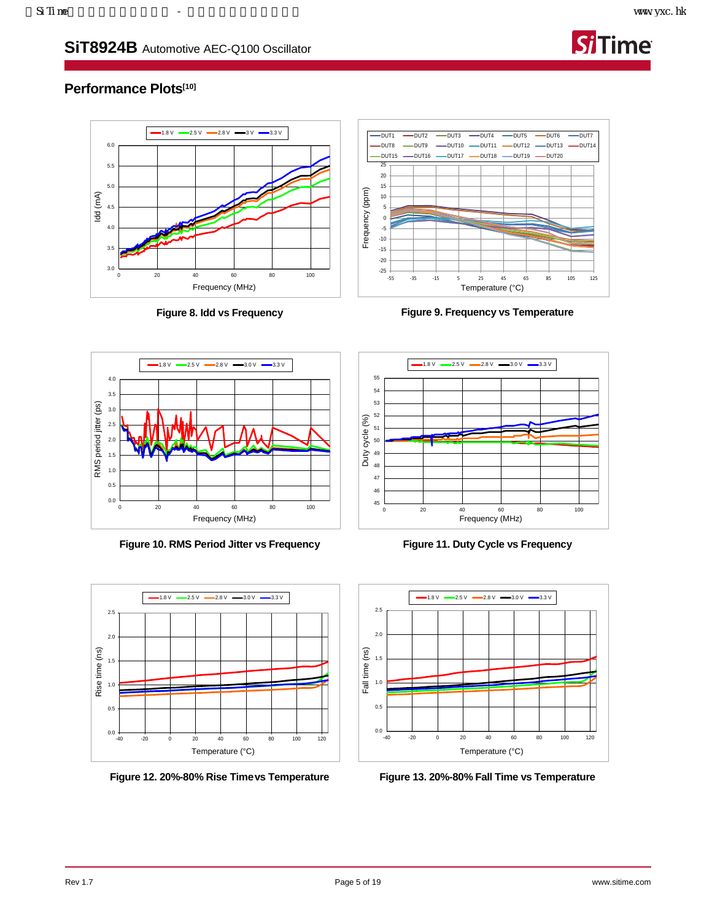## Performance Plots[10]

Figure 8. Idd vs Frequency

Figure 9. Frequency vs Temperature

Figure 10. RMS Period Jitter vs Frequency

Figure 11. Duty Cycle vs Frequency

Figure 12. 20%-80% Rise Time vs Temperature

Figure 13. 20%-80% Fall Time vs Temperature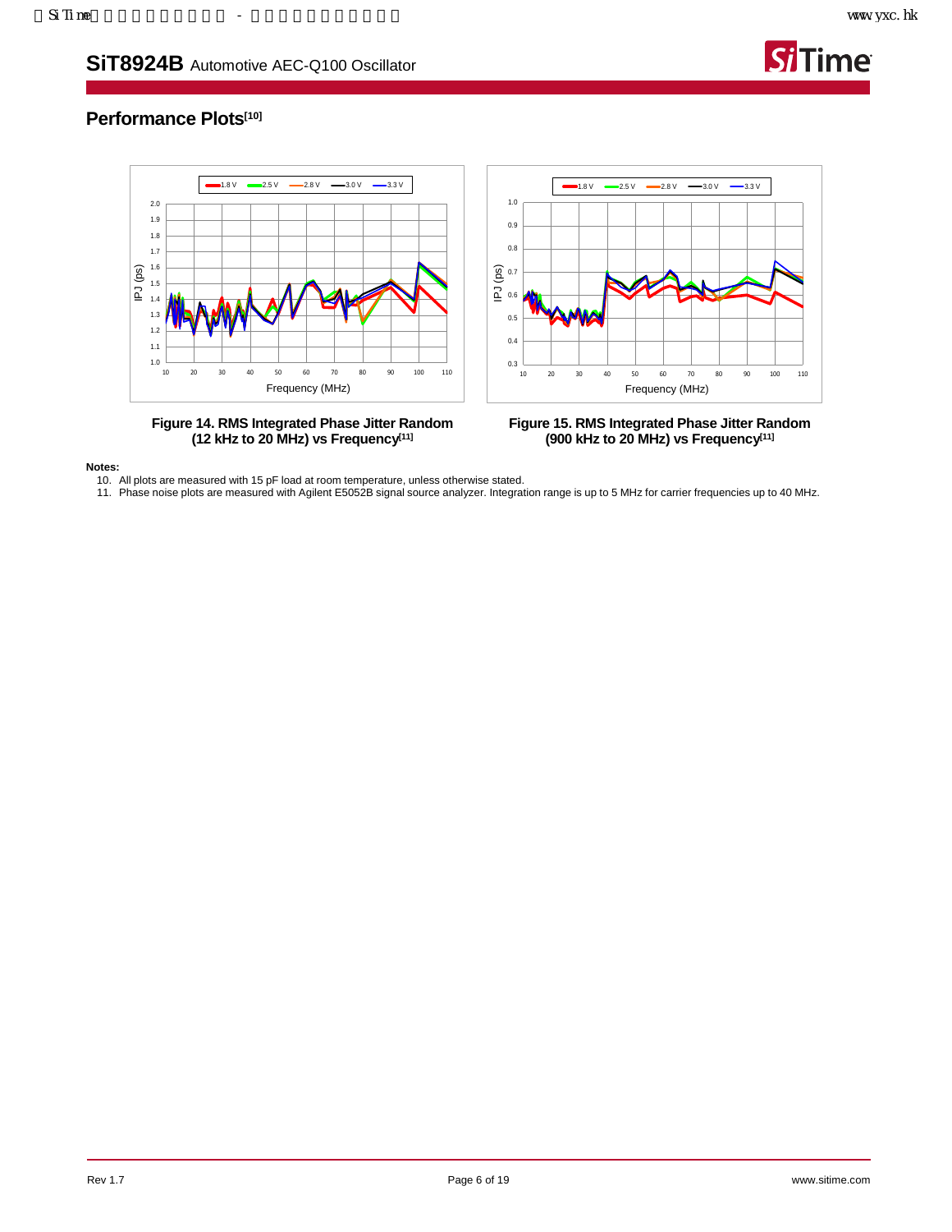## Performance Plots[10]

Figure 14. RMS Integrated Phase Jitter Random (12 kHz to 20 MHz) vs Frequency[11]

Figure 15. RMS Integrated Phase Jitter Random (900 kHz to 20 MHz) vs Frequency[11]

**Notes:**

10. All plots are measured with 15 pF load at room temperature, unless otherwise stated.
11. Phase noise plots are measured with Agilent E5052B signal source analyzer. Integration range is up to 5 MHz for carrier frequencies up to 40 MHz.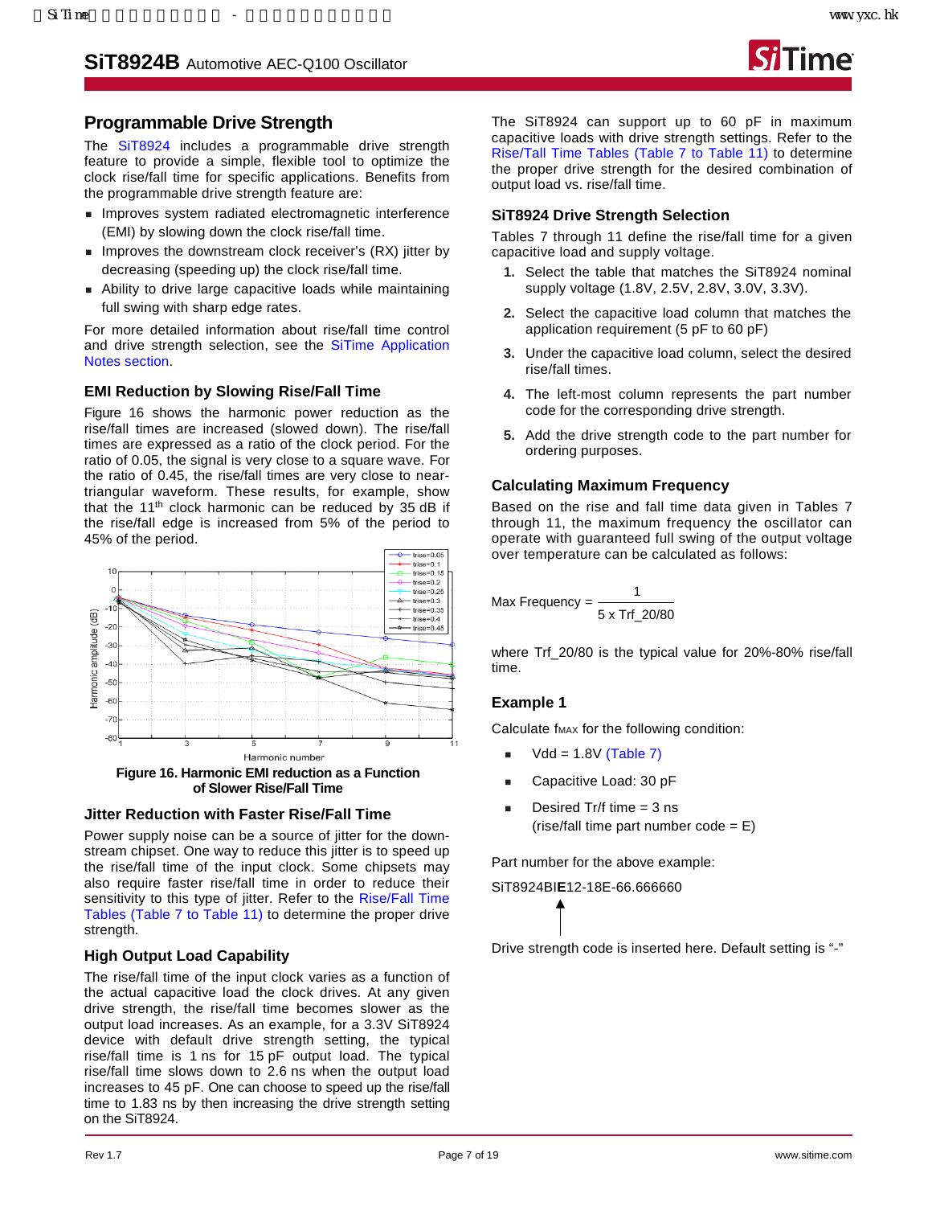## Programmable Drive Strength

The SiT8924 includes a programmable drive strength feature to provide a simple, flexible tool to optimize the clock rise/fall time for specific applications. Benefits from the programmable drive strength feature are:

- Improves system radiated electromagnetic interference (EMI) by slowing down the clock rise/fall time.
- Improves the downstream clock receiver's (RX) jitter by decreasing (speeding up) the clock rise/fall time.
- Ability to drive large capacitive loads while maintaining full swing with sharp edge rates.

For more detailed information about rise/fall time control and drive strength selection, see the SiTime Application Notes section.

### EMI Reduction by Slowing Rise/Fall Time

Figure 16 shows the harmonic power reduction as the rise/fall times are increased (slowed down). The rise/fall times are expressed as a ratio of the clock period. For the ratio of 0.05, the signal is very close to a square wave. For the ratio of 0.45, the rise/fall times are very close to near-triangular waveform. These results, for example, show that the 11th clock harmonic can be reduced by 35 dB if the rise/fall edge is increased from 5% of the period to 45% of the period.

**Figure 16. Harmonic EMI reduction as a Function of Slower Rise/Fall Time**

### Jitter Reduction with Faster Rise/Fall Time

Power supply noise can be a source of jitter for the downstream chipset. One way to reduce this jitter is to speed up the rise/fall time of the input clock. Some chipsets may also require faster rise/fall time in order to reduce their sensitivity to this type of jitter. Refer to the Rise/Fall Time Tables (Table 7 to Table 11) to determine the proper drive strength.

### High Output Load Capability

The rise/fall time of the input clock varies as a function of the actual capacitive load the clock drives. At any given drive strength, the rise/fall time becomes slower as the output load increases. As an example, for a 3.3V SiT8924 device with default drive strength setting, the typical rise/fall time is 1 ns for 15 pF output load. The typical rise/fall time slows down to 2.6 ns when the output load increases to 45 pF. One can choose to speed up the rise/fall time to 1.83 ns by then increasing the drive strength setting on the SiT8924.

The SiT8924 can support up to 60 pF in maximum capacitive loads with drive strength settings. Refer to the Rise/Tall Time Tables (Table 7 to Table 11) to determine the proper drive strength for the desired combination of output load vs. rise/fall time.

### SiT8924 Drive Strength Selection

Tables 7 through 11 define the rise/fall time for a given capacitive load and supply voltage.

1. Select the table that matches the SiT8924 nominal supply voltage (1.8V, 2.5V, 2.8V, 3.0V, 3.3V).
2. Select the capacitive load column that matches the application requirement (5 pF to 60 pF)
3. Under the capacitive load column, select the desired rise/fall times.
4. The left-most column represents the part number code for the corresponding drive strength.
5. Add the drive strength code to the part number for ordering purposes.

### Calculating Maximum Frequency

Based on the rise and fall time data given in Tables 7 through 11, the maximum frequency the oscillator can operate with guaranteed full swing of the output voltage over temperature can be calculated as follows:

$$\text{Max Frequency} = \frac{1}{5 \times \text{Trf\_20/80}}$$

where Trf_20/80 is the typical value for 20%-80% rise/fall time.

### Example 1

Calculate $f_{MAX}$ for the following condition:

- Vdd = 1.8V (Table 7)
- Capacitive Load: 30 pF
- Desired Tr/f time = 3 ns
  (rise/fall time part number code = E)

Part number for the above example:

SiT8924BI**E**12-18E-66.666660

Drive strength code is inserted here. Default setting is "-"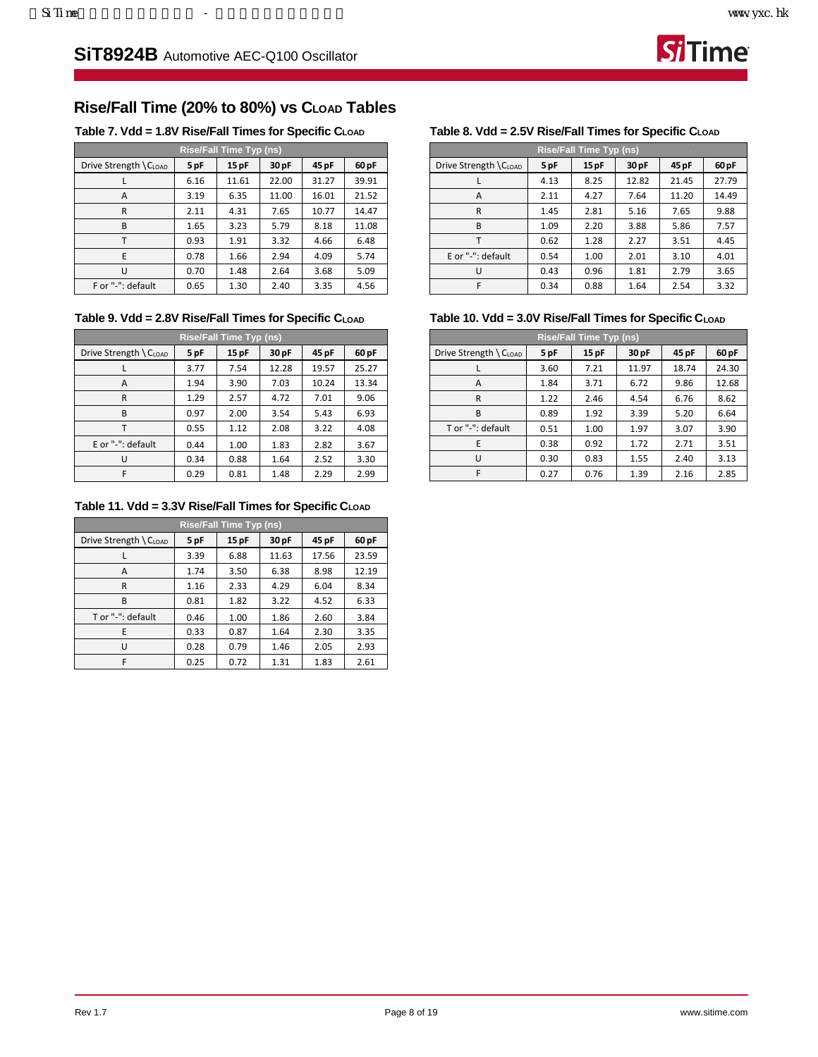## Rise/Fall Time (20% to 80%) vs $C_{LOAD}$ Tables

**Table 7. Vdd = 1.8V Rise/Fall Times for Specific $C_{LOAD}$**

| Rise/Fall Time Typ (ns) | | | | | |
|---|---|---|---|---|---|
| Drive Strength \ $C_{LOAD}$ | 5 pF | 15 pF | 30 pF | 45 pF | 60 pF |
| L | 6.16 | 11.61 | 22.00 | 31.27 | 39.91 |
| A | 3.19 | 6.35 | 11.00 | 16.01 | 21.52 |
| R | 2.11 | 4.31 | 7.65 | 10.77 | 14.47 |
| B | 1.65 | 3.23 | 5.79 | 8.18 | 11.08 |
| T | 0.93 | 1.91 | 3.32 | 4.66 | 6.48 |
| E | 0.78 | 1.66 | 2.94 | 4.09 | 5.74 |
| U | 0.70 | 1.48 | 2.64 | 3.68 | 5.09 |
| F or "-": default | 0.65 | 1.30 | 2.40 | 3.35 | 4.56 |

**Table 8. Vdd = 2.5V Rise/Fall Times for Specific $C_{LOAD}$**

| Rise/Fall Time Typ (ns) | | | | | |
|---|---|---|---|---|---|
| Drive Strength \ $C_{LOAD}$ | 5 pF | 15 pF | 30 pF | 45 pF | 60 pF |
| L | 4.13 | 8.25 | 12.82 | 21.45 | 27.79 |
| A | 2.11 | 4.27 | 7.64 | 11.20 | 14.49 |
| R | 1.45 | 2.81 | 5.16 | 7.65 | 9.88 |
| B | 1.09 | 2.20 | 3.88 | 5.86 | 7.57 |
| T | 0.62 | 1.28 | 2.27 | 3.51 | 4.45 |
| E or "-": default | 0.54 | 1.00 | 2.01 | 3.10 | 4.01 |
| U | 0.43 | 0.96 | 1.81 | 2.79 | 3.65 |
| F | 0.34 | 0.88 | 1.64 | 2.54 | 3.32 |

**Table 9. Vdd = 2.8V Rise/Fall Times for Specific $C_{LOAD}$**

| Rise/Fall Time Typ (ns) | | | | | |
|---|---|---|---|---|---|
| Drive Strength \ $C_{LOAD}$ | 5 pF | 15 pF | 30 pF | 45 pF | 60 pF |
| L | 3.77 | 7.54 | 12.28 | 19.57 | 25.27 |
| A | 1.94 | 3.90 | 7.03 | 10.24 | 13.34 |
| R | 1.29 | 2.57 | 4.72 | 7.01 | 9.06 |
| B | 0.97 | 2.00 | 3.54 | 5.43 | 6.93 |
| T | 0.55 | 1.12 | 2.08 | 3.22 | 4.08 |
| E or "-": default | 0.44 | 1.00 | 1.83 | 2.82 | 3.67 |
| U | 0.34 | 0.88 | 1.64 | 2.52 | 3.30 |
| F | 0.29 | 0.81 | 1.48 | 2.29 | 2.99 |

**Table 10. Vdd = 3.0V Rise/Fall Times for Specific $C_{LOAD}$**

| Rise/Fall Time Typ (ns) | | | | | |
|---|---|---|---|---|---|
| Drive Strength \ $C_{LOAD}$ | 5 pF | 15 pF | 30 pF | 45 pF | 60 pF |
| L | 3.60 | 7.21 | 11.97 | 18.74 | 24.30 |
| A | 1.84 | 3.71 | 6.72 | 9.86 | 12.68 |
| R | 1.22 | 2.46 | 4.54 | 6.76 | 8.62 |
| B | 0.89 | 1.92 | 3.39 | 5.20 | 6.64 |
| T or "-": default | 0.51 | 1.00 | 1.97 | 3.07 | 3.90 |
| E | 0.38 | 0.92 | 1.72 | 2.71 | 3.51 |
| U | 0.30 | 0.83 | 1.55 | 2.40 | 3.13 |
| F | 0.27 | 0.76 | 1.39 | 2.16 | 2.85 |

**Table 11. Vdd = 3.3V Rise/Fall Times for Specific $C_{LOAD}$**

| Rise/Fall Time Typ (ns) | | | | | |
|---|---|---|---|---|---|
| Drive Strength \ $C_{LOAD}$ | 5 pF | 15 pF | 30 pF | 45 pF | 60 pF |
| L | 3.39 | 6.88 | 11.63 | 17.56 | 23.59 |
| A | 1.74 | 3.50 | 6.38 | 8.98 | 12.19 |
| R | 1.16 | 2.33 | 4.29 | 6.04 | 8.34 |
| B | 0.81 | 1.82 | 3.22 | 4.52 | 6.33 |
| T or "-": default | 0.46 | 1.00 | 1.86 | 2.60 | 3.84 |
| E | 0.33 | 0.87 | 1.64 | 2.30 | 3.35 |
| U | 0.28 | 0.79 | 1.46 | 2.05 | 2.93 |
| F | 0.25 | 0.72 | 1.31 | 1.83 | 2.61 |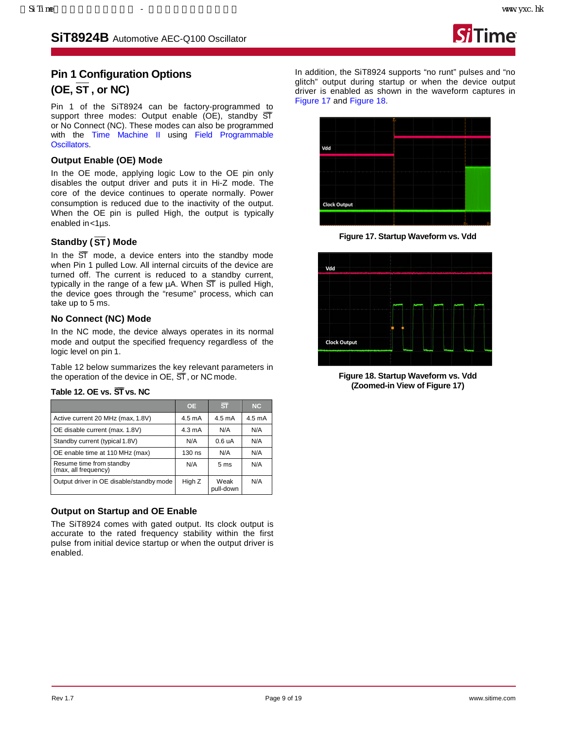## Pin 1 Configuration Options

## (OE, $\overline{ST}$, or NC)

Pin 1 of the SiT8924 can be factory-programmed to support three modes: Output enable (OE), standby $\overline{ST}$ or No Connect (NC). These modes can also be programmed with the Time Machine II using Field Programmable Oscillators.

### Output Enable (OE) Mode

In the OE mode, applying logic Low to the OE pin only disables the output driver and puts it in Hi-Z mode. The core of the device continues to operate normally. Power consumption is reduced due to the inactivity of the output. When the OE pin is pulled High, the output is typically enabled in <1µs.

### Standby ($\overline{ST}$) Mode

In the $\overline{ST}$ mode, a device enters into the standby mode when Pin 1 pulled Low. All internal circuits of the device are turned off. The current is reduced to a standby current, typically in the range of a few µA. When $\overline{ST}$ is pulled High, the device goes through the "resume" process, which can take up to 5 ms.

### No Connect (NC) Mode

In the NC mode, the device always operates in its normal mode and output the specified frequency regardless of the logic level on pin 1.

Table 12 below summarizes the key relevant parameters in the operation of the device in OE, $\overline{ST}$, or NC mode.

**Table 12. OE vs. $\overline{ST}$ vs. NC**

| | OE | $\overline{ST}$ | NC |
|---|---|---|---|
| Active current 20 MHz (max, 1.8V) | 4.5 mA | 4.5 mA | 4.5 mA |
| OE disable current (max. 1.8V) | 4.3 mA | N/A | N/A |
| Standby current (typical 1.8V) | N/A | 0.6 uA | N/A |
| OE enable time at 110 MHz (max) | 130 ns | N/A | N/A |
| Resume time from standby (max, all frequency) | N/A | 5 ms | N/A |
| Output driver in OE disable/standby mode | High Z | Weak pull-down | N/A |

### Output on Startup and OE Enable

The SiT8924 comes with gated output. Its clock output is accurate to the rated frequency stability within the first pulse from initial device startup or when the output driver is enabled.

In addition, the SiT8924 supports "no runt" pulses and "no glitch" output during startup or when the device output driver is enabled as shown in the waveform captures in Figure 17 and Figure 18.

**Figure 17. Startup Waveform vs. Vdd**

**Figure 18. Startup Waveform vs. Vdd (Zoomed-in View of Figure 17)**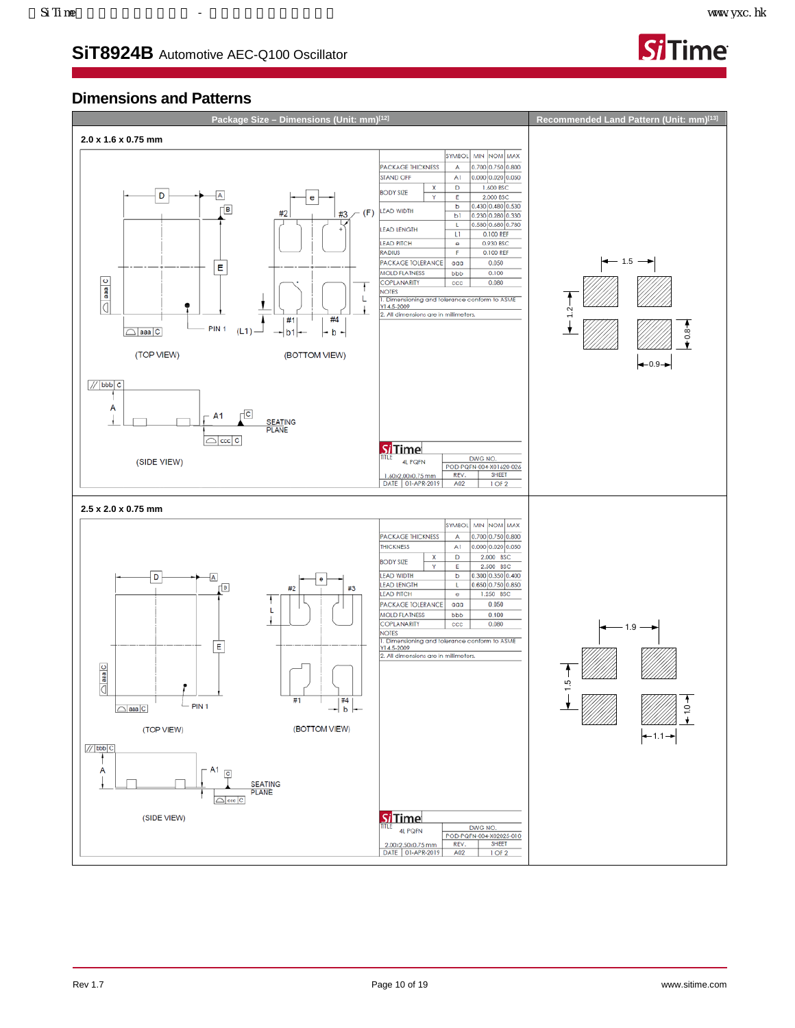## Dimensions and Patterns

| Package Size – Dimensions (Unit: mm)[12] | Recommended Land Pattern (Unit: mm)[13] |
|---|---|

**2.0 x 1.6 x 0.75 mm**

| | SYMBOL | MIN | NOM | MAX |
|---|---|---|---|---|
| PACKAGE THICKNESS | A | 0.700 | 0.750 | 0.800 |
| STAND OFF | A1 | 0.000 | 0.020 | 0.050 |
| BODY SIZE X | D | | 1.600 BSC | |
| BODY SIZE Y | E | | 2.000 BSC | |
| LEAD WIDTH | b | 0.430 | 0.480 | 0.530 |
| LEAD WIDTH | b1 | 0.230 | 0.280 | 0.330 |
| LEAD LENGTH | L | 0.580 | 0.680 | 0.780 |
| LEAD LENGTH | L1 | | 0.100 REF | |
| LEAD PITCH | e | | 0.930 BSC | |
| RADIUS | F | | 0.100 REF | |
| PACKAGE TOLERANCE | aaa | | 0.050 | |
| MOLD FLATNESS | bbb | | 0.100 | |
| COPLANARITY | ccc | | 0.080 | |

NOTES
1. Dimensioning and tolerance conform to ASME Y14.5-2009
2. All dimensions are in millimeters.

(TOP VIEW) (BOTTOM VIEW) (SIDE VIEW)

TITLE: 4L PQFN 1.60x2.00x0.75 mm | DWG NO. POD-PQFN-004-X01620-026 | REV. A02 | SHEET 1 OF 2 | DATE 01-APR-2019

Recommended Land Pattern: 1.5, 1.2, 0.8, 0.9

**2.5 x 2.0 x 0.75 mm**

| | SYMBOL | MIN | NOM | MAX |
|---|---|---|---|---|
| PACKAGE THICKNESS | A | 0.700 | 0.750 | 0.800 |
| THICKNESS | A1 | 0.000 | 0.020 | 0.050 |
| BODY SIZE X | D | | 2.000 BSC | |
| BODY SIZE Y | E | | 2.500 BSC | |
| LEAD WIDTH | b | 0.300 | 0.350 | 0.400 |
| LEAD LENGTH | L | 0.650 | 0.750 | 0.850 |
| LEAD PITCH | e | | 1.250 BSC | |
| PACKAGE TOLERANCE | aaa | | 0.050 | |
| MOLD FLATNESS | bbb | | 0.100 | |
| COPLANARITY | ccc | | 0.080 | |

NOTES
1. Dimensioning and tolerance conform to ASME Y14.5-2009
2. All dimensions are in millimeters.

(TOP VIEW) (BOTTOM VIEW) (SIDE VIEW)

TITLE: 4L PQFN 2.00x2.50x0.75 mm | DWG NO. POD-PQFN-004-X02025-010 | REV. A02 | SHEET 1 OF 2 | DATE 01-APR-2019

Recommended Land Pattern: 1.9, 1.5, 1.0, 1.1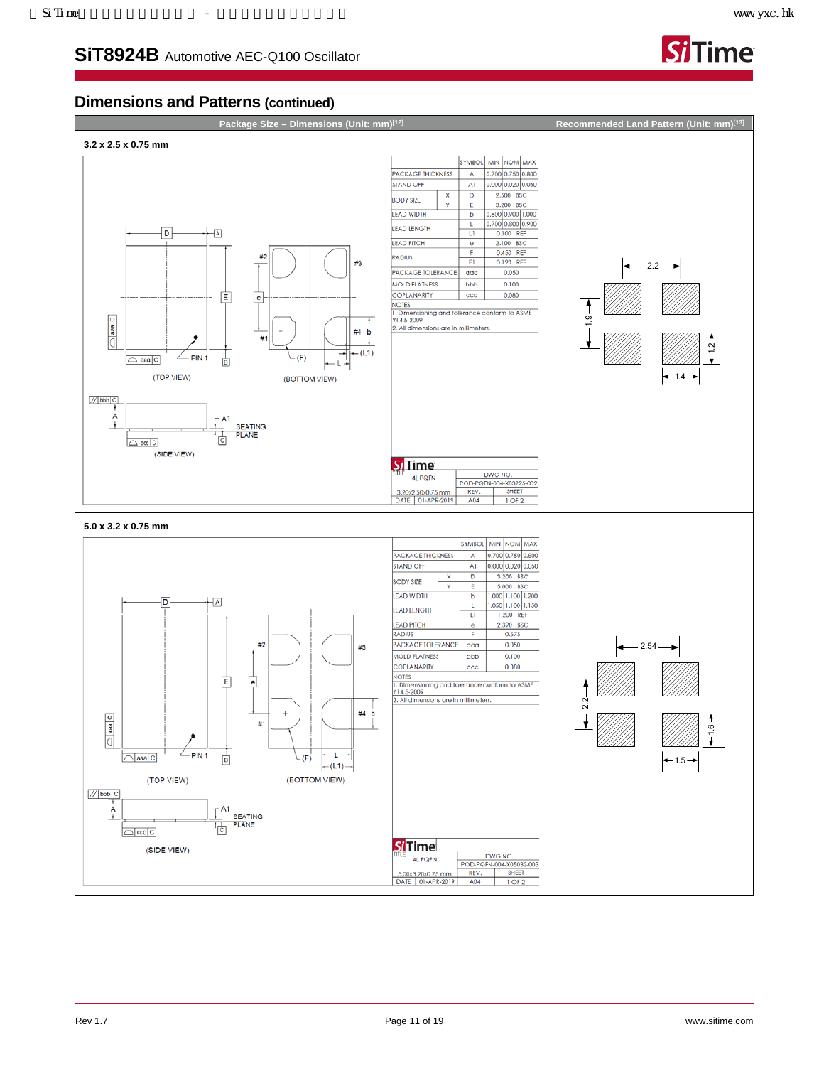# SiT8924B Automotive AEC-Q100 Oscillator

## Dimensions and Patterns (continued)

| Package Size – Dimensions (Unit: mm)[12] | Recommended Land Pattern (Unit: mm)[13] |
|---|---|

### 3.2 x 2.5 x 0.75 mm

| | SYMBOL | MIN | NOM | MAX |
|---|---|---|---|---|
| PACKAGE THICKNESS | A | 0.700 | 0.750 | 0.800 |
| STAND OFF | A1 | 0.000 | 0.020 | 0.050 |
| BODY SIZE X | D | | 2.500 BSC | |
| BODY SIZE Y | E | | 3.200 BSC | |
| LEAD WIDTH | b | 0.800 | 0.900 | 1.000 |
| LEAD LENGTH | L | 0.700 | 0.800 | 0.900 |
| LEAD LENGTH | L1 | | 0.100 REF | |
| LEAD PITCH | e | | 2.100 BSC | |
| RADIUS | F | | 0.450 REF | |
| RADIUS | F1 | | 0.120 REF | |
| PACKAGE TOLERANCE | aaa | | 0.050 | |
| MOLD FLATNESS | bbb | | 0.100 | |
| COPLANARITY | ccc | | 0.080 | |

NOTES
1. Dimensioning and tolerance conform to ASME Y14.5-2009
2. All dimensions are in millimeters.

(TOP VIEW) (BOTTOM VIEW) (SIDE VIEW) SEATING PLANE

TITLE: 4L PQFN, 3.20x2.50x0.75 mm; DWG NO. POD-PQFN-004-X03225-002; REV. A04; SHEET 1 OF 2; DATE 01-APR-2019

Recommended land pattern: 2.2, 1.9, 1.2, 1.4

### 5.0 x 3.2 x 0.75 mm

| | SYMBOL | MIN | NOM | MAX |
|---|---|---|---|---|
| PACKAGE THICKNESS | A | 0.700 | 0.750 | 0.800 |
| STAND OFF | A1 | 0.000 | 0.020 | 0.050 |
| BODY SIZE X | D | | 3.200 BSC | |
| BODY SIZE Y | E | | 5.000 BSC | |
| LEAD WIDTH | b | 1.000 | 1.100 | 1.200 |
| LEAD LENGTH | L | 1.050 | 1.100 | 1.150 |
| LEAD LENGTH | L1 | | 1.200 REF | |
| LEAD PITCH | e | | 2.390 BSC | |
| RADIUS | F | | 0.575 | |
| PACKAGE TOLERANCE | aaa | | 0.050 | |
| MOLD FLATNESS | bbb | | 0.100 | |
| COPLANARITY | ccc | | 0.080 | |

NOTES
1. Dimensioning and tolerance conform to ASME Y14.5-2009
2. All dimensions are in millimeters.

(TOP VIEW) (BOTTOM VIEW) (SIDE VIEW) SEATING PLANE

TITLE: 4L PQFN, 5.00x3.20x0.75 mm; DWG NO. POD-PQFN-004-X05032-003; REV. A04; SHEET 1 OF 2; DATE 01-APR-2019

Recommended land pattern: 2.54, 2.2, 1.6, 1.5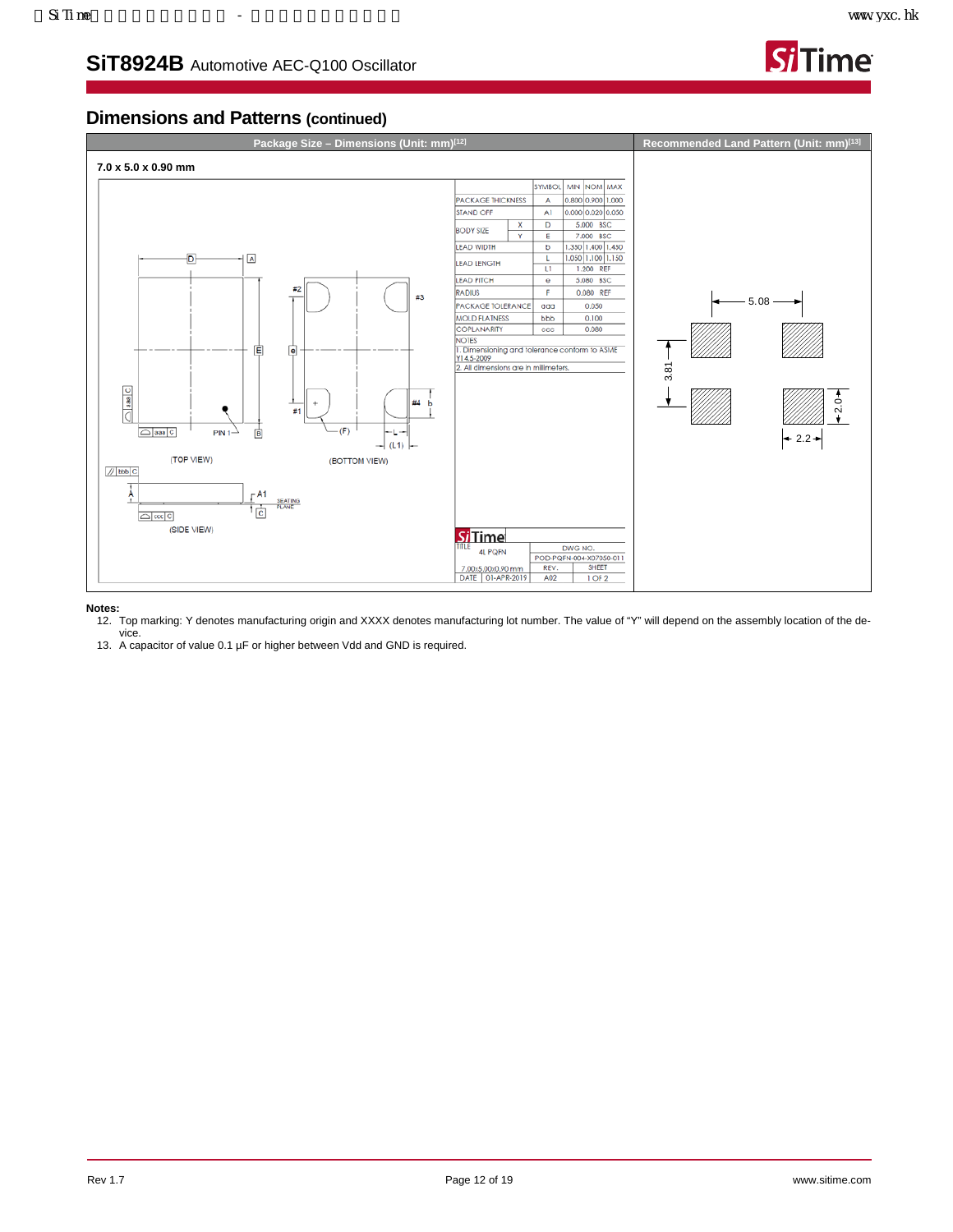## Dimensions and Patterns (continued)

| Package Size – Dimensions (Unit: mm)[12] | Recommended Land Pattern (Unit: mm)[13] |
|---|---|
| 7.0 x 5.0 x 0.90 mm | |

| | SYMBOL | MIN | NOM | MAX |
|---|---|---|---|---|
| PACKAGE THICKNESS | A | 0.800 | 0.900 | 1.000 |
| STAND OFF | A1 | 0.000 | 0.020 | 0.050 |
| BODY SIZE X | D | | 5.000 BSC | |
| BODY SIZE Y | E | | 7.000 BSC | |
| LEAD WIDTH | b | 1.350 | 1.400 | 1.450 |
| LEAD LENGTH | L | 1.050 | 1.100 | 1.150 |
| LEAD LENGTH | L1 | | 1.200 REF | |
| LEAD PITCH | e | | 5.080 BSC | |
| RADIUS | F | | 0.080 REF | |
| PACKAGE TOLERANCE | aaa | | 0.050 | |
| MOLD FLATNESS | bbb | | 0.100 | |
| COPLANARITY | ccc | | 0.080 | |

NOTES
1. Dimensioning and tolerance conform to ASME Y14.5-2009
2. All dimensions are in millimeters.

TITLE: 4L PQFN 7.00x5.00x0.90 mm; DWG NO.: POD-PQFN-004-X07050-011; REV.: A02; SHEET: 1 OF 2; DATE: 01-APR-2019

(TOP VIEW) (BOTTOM VIEW) (SIDE VIEW)

Recommended land pattern: 5.08, 3.81, 2.0, 2.2

**Notes:**

12. Top marking: Y denotes manufacturing origin and XXXX denotes manufacturing lot number. The value of "Y" will depend on the assembly location of the device.
13. A capacitor of value 0.1 µF or higher between Vdd and GND is required.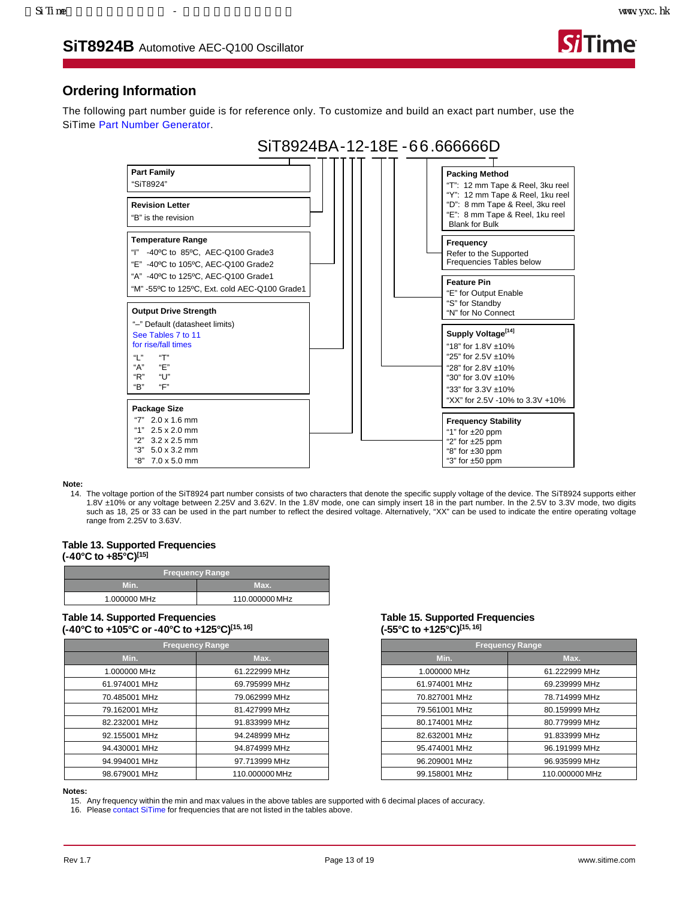## Ordering Information

The following part number guide is for reference only. To customize and build an exact part number, use the SiTime Part Number Generator.

SiT8924BA-12-18E-66.666666D

**Part Family**
"SiT8924"

**Revision Letter**
"B" is the revision

**Temperature Range**
"I" -40ºC to 85ºC, AEC-Q100 Grade3
"E" -40ºC to 105ºC, AEC-Q100 Grade2
"A" -40ºC to 125ºC, AEC-Q100 Grade1
"M" -55ºC to 125ºC, Ext. cold AEC-Q100 Grade1

**Output Drive Strength**
"–" Default (datasheet limits)
See Tables 7 to 11 for rise/fall times
"L" "T"
"A" "E"
"R" "U"
"B" "F"

**Package Size**
"7" 2.0 x 1.6 mm
"1" 2.5 x 2.0 mm
"2" 3.2 x 2.5 mm
"3" 5.0 x 3.2 mm
"8" 7.0 x 5.0 mm

**Packing Method**
"T": 12 mm Tape & Reel, 3ku reel
"Y": 12 mm Tape & Reel, 1ku reel
"D": 8 mm Tape & Reel, 3ku reel
"E": 8 mm Tape & Reel, 1ku reel
Blank for Bulk

**Frequency**
Refer to the Supported Frequencies Tables below

**Feature Pin**
"E" for Output Enable
"S" for Standby
"N" for No Connect

**Supply Voltage**[14]
"18" for 1.8V ±10%
"25" for 2.5V ±10%
"28" for 2.8V ±10%
"30" for 3.0V ±10%
"33" for 3.3V ±10%
"XX" for 2.5V -10% to 3.3V +10%

**Frequency Stability**
"1" for ±20 ppm
"2" for ±25 ppm
"8" for ±30 ppm
"3" for ±50 ppm

**Note:**

14. The voltage portion of the SiT8924 part number consists of two characters that denote the specific supply voltage of the device. The SiT8924 supports either 1.8V ±10% or any voltage between 2.25V and 3.62V. In the 1.8V mode, one can simply insert 18 in the part number. In the 2.5V to 3.3V mode, two digits such as 18, 25 or 33 can be used in the part number to reflect the desired voltage. Alternatively, "XX" can be used to indicate the entire operating voltage range from 2.25V to 3.63V.

**Table 13. Supported Frequencies (-40°C to +85°C)[15]**

| Frequency Range | |
|---|---|
| Min. | Max. |
| 1.000000 MHz | 110.000000 MHz |

**Table 14. Supported Frequencies (-40°C to +105°C or -40°C to +125°C)[15, 16]**

| Frequency Range | |
|---|---|
| Min. | Max. |
| 1.000000 MHz | 61.222999 MHz |
| 61.974001 MHz | 69.795999 MHz |
| 70.485001 MHz | 79.062999 MHz |
| 79.162001 MHz | 81.427999 MHz |
| 82.232001 MHz | 91.833999 MHz |
| 92.155001 MHz | 94.248999 MHz |
| 94.430001 MHz | 94.874999 MHz |
| 94.994001 MHz | 97.713999 MHz |
| 98.679001 MHz | 110.000000 MHz |

**Table 15. Supported Frequencies (-55°C to +125°C)[15, 16]**

| Frequency Range | |
|---|---|
| Min. | Max. |
| 1.000000 MHz | 61.222999 MHz |
| 61.974001 MHz | 69.239999 MHz |
| 70.827001 MHz | 78.714999 MHz |
| 79.561001 MHz | 80.159999 MHz |
| 80.174001 MHz | 80.779999 MHz |
| 82.632001 MHz | 91.833999 MHz |
| 95.474001 MHz | 96.191999 MHz |
| 96.209001 MHz | 96.935999 MHz |
| 99.158001 MHz | 110.000000 MHz |

**Notes:**

15. Any frequency within the min and max values in the above tables are supported with 6 decimal places of accuracy.
16. Please contact SiTime for frequencies that are not listed in the tables above.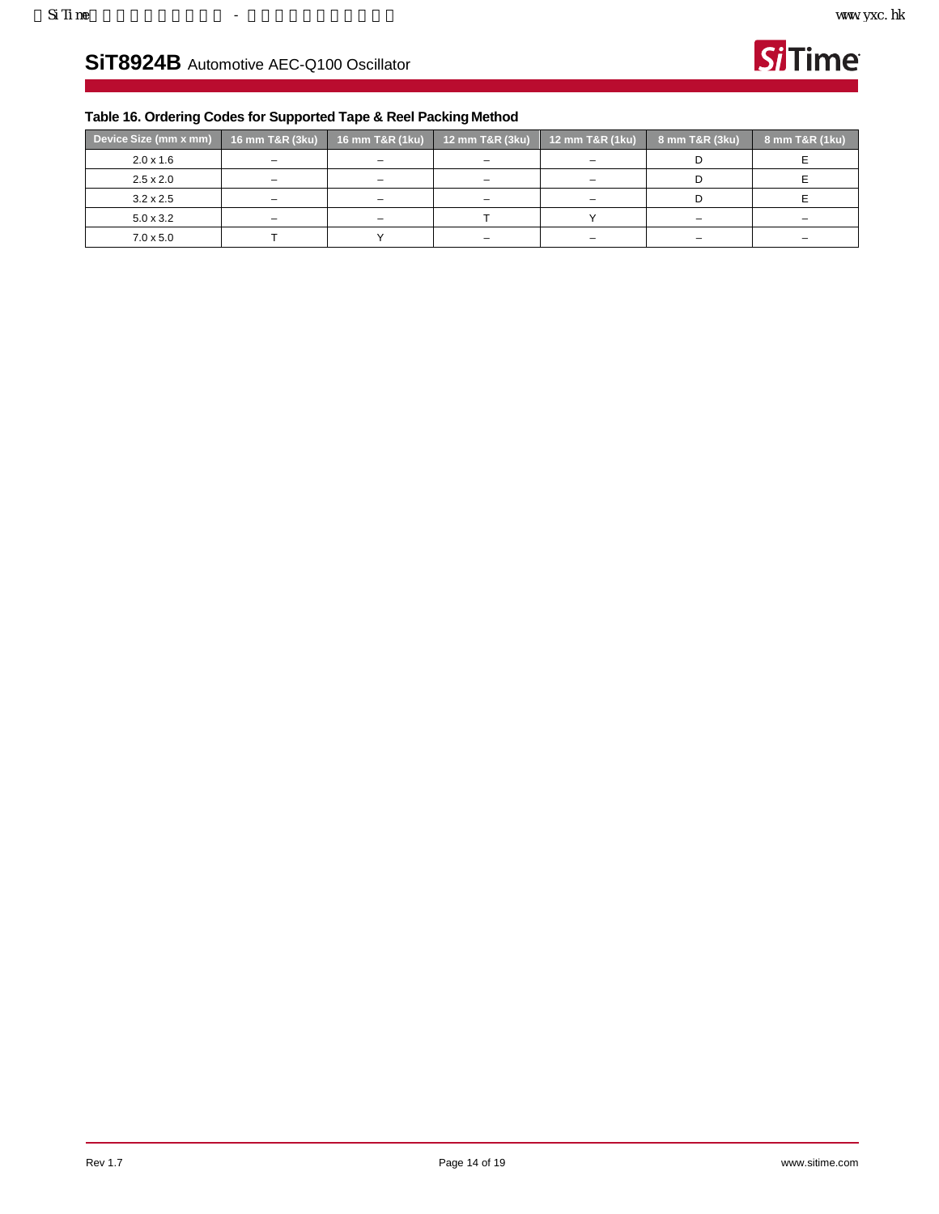**Table 16. Ordering Codes for Supported Tape & Reel Packing Method**

| Device Size (mm x mm) | 16 mm T&R (3ku) | 16 mm T&R (1ku) | 12 mm T&R (3ku) | 12 mm T&R (1ku) | 8 mm T&R (3ku) | 8 mm T&R (1ku) |
|---|---|---|---|---|---|---|
| 2.0 x 1.6 | – | – | – | – | D | E |
| 2.5 x 2.0 | – | – | – | – | D | E |
| 3.2 x 2.5 | – | – | – | – | D | E |
| 5.0 x 3.2 | – | – | T | Y | – | – |
| 7.0 x 5.0 | T | Y | – | – | – | – |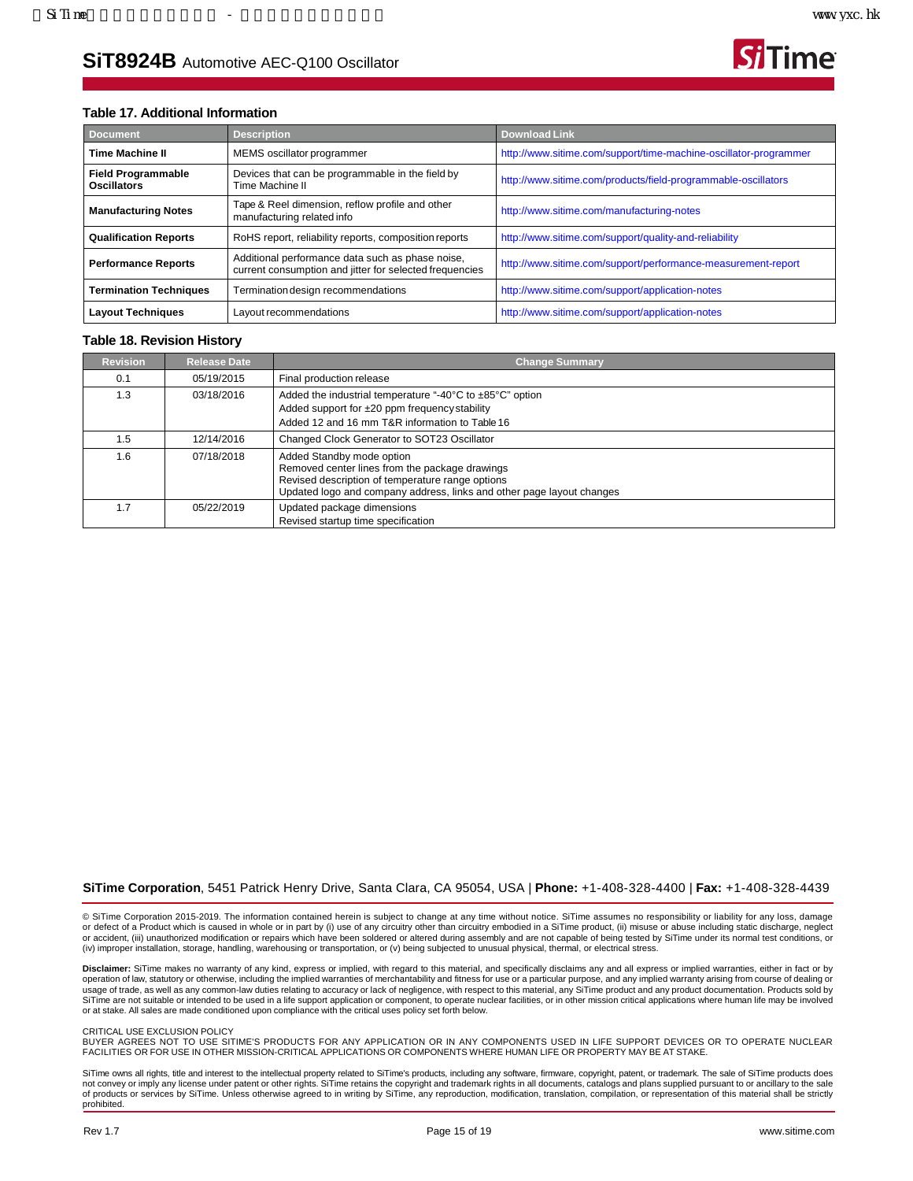### Table 17. Additional Information

| Document | Description | Download Link |
|---|---|---|
| **Time Machine II** | MEMS oscillator programmer | http://www.sitime.com/support/time-machine-oscillator-programmer |
| **Field Programmable Oscillators** | Devices that can be programmable in the field by Time Machine II | http://www.sitime.com/products/field-programmable-oscillators |
| **Manufacturing Notes** | Tape & Reel dimension, reflow profile and other manufacturing related info | http://www.sitime.com/manufacturing-notes |
| **Qualification Reports** | RoHS report, reliability reports, composition reports | http://www.sitime.com/support/quality-and-reliability |
| **Performance Reports** | Additional performance data such as phase noise, current consumption and jitter for selected frequencies | http://www.sitime.com/support/performance-measurement-report |
| **Termination Techniques** | Termination design recommendations | http://www.sitime.com/support/application-notes |
| **Layout Techniques** | Layout recommendations | http://www.sitime.com/support/application-notes |

### Table 18. Revision History

| Revision | Release Date | Change Summary |
|---|---|---|
| 0.1 | 05/19/2015 | Final production release |
| 1.3 | 03/18/2016 | Added the industrial temperature "-40°C to ±85°C" option<br>Added support for ±20 ppm frequency stability<br>Added 12 and 16 mm T&R information to Table 16 |
| 1.5 | 12/14/2016 | Changed Clock Generator to SOT23 Oscillator |
| 1.6 | 07/18/2018 | Added Standby mode option<br>Removed center lines from the package drawings<br>Revised description of temperature range options<br>Updated logo and company address, links and other page layout changes |
| 1.7 | 05/22/2019 | Updated package dimensions<br>Revised startup time specification |

**SiTime Corporation**, 5451 Patrick Henry Drive, Santa Clara, CA 95054, USA | **Phone:** +1-408-328-4400 | **Fax:** +1-408-328-4439

© SiTime Corporation 2015-2019. The information contained herein is subject to change at any time without notice. SiTime assumes no responsibility or liability for any loss, damage or defect of a Product which is caused in whole or in part by (i) use of any circuitry other than circuitry embodied in a SiTime product, (ii) misuse or abuse including static discharge, neglect or accident, (iii) unauthorized modification or repairs which have been soldered or altered during assembly and are not capable of being tested by SiTime under its normal test conditions, or (iv) improper installation, storage, handling, warehousing or transportation, or (v) being subjected to unusual physical, thermal, or electrical stress.

**Disclaimer:** SiTime makes no warranty of any kind, express or implied, with regard to this material, and specifically disclaims any and all express or implied warranties, either in fact or by operation of law, statutory or otherwise, including the implied warranties of merchantability and fitness for use or a particular purpose, and any implied warranty arising from course of dealing or usage of trade, as well as any common-law duties relating to accuracy or lack of negligence, with respect to this material, any SiTime product and any product documentation. Products sold by SiTime are not suitable or intended to be used in a life support application or component, to operate nuclear facilities, or in other mission critical applications where human life may be involved or at stake. All sales are made conditioned upon compliance with the critical uses policy set forth below.

CRITICAL USE EXCLUSION POLICY
BUYER AGREES NOT TO USE SITIME'S PRODUCTS FOR ANY APPLICATION OR IN ANY COMPONENTS USED IN LIFE SUPPORT DEVICES OR TO OPERATE NUCLEAR FACILITIES OR FOR USE IN OTHER MISSION-CRITICAL APPLICATIONS OR COMPONENTS WHERE HUMAN LIFE OR PROPERTY MAY BE AT STAKE.

SiTime owns all rights, title and interest to the intellectual property related to SiTime's products, including any software, firmware, copyright, patent, or trademark. The sale of SiTime products does not convey or imply any license under patent or other rights. SiTime retains the copyright and trademark rights in all documents, catalogs and plans supplied pursuant to or ancillary to the sale of products or services by SiTime. Unless otherwise agreed to in writing by SiTime, any reproduction, modification, translation, compilation, or representation of this material shall be strictly prohibited.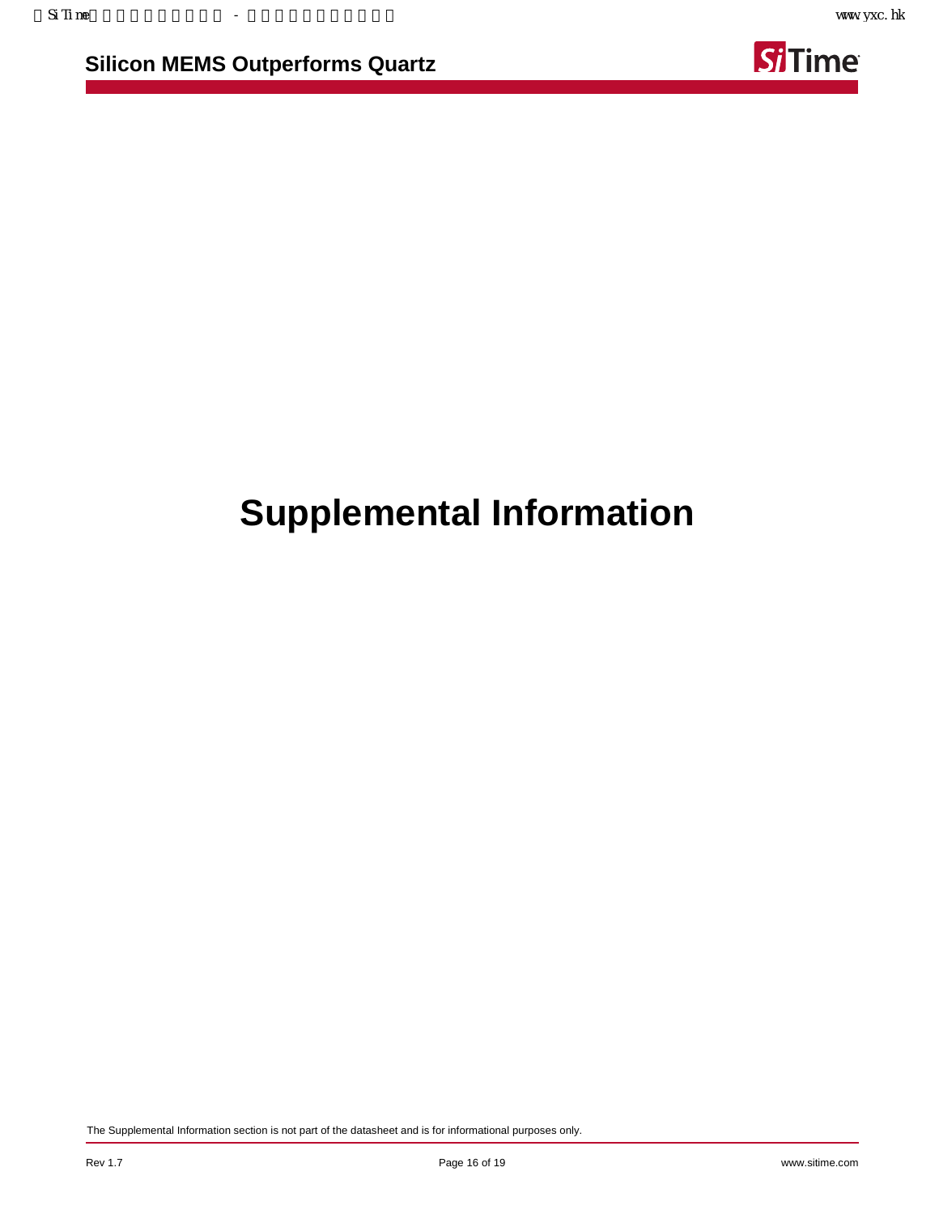# Supplemental Information

The Supplemental Information section is not part of the datasheet and is for informational purposes only.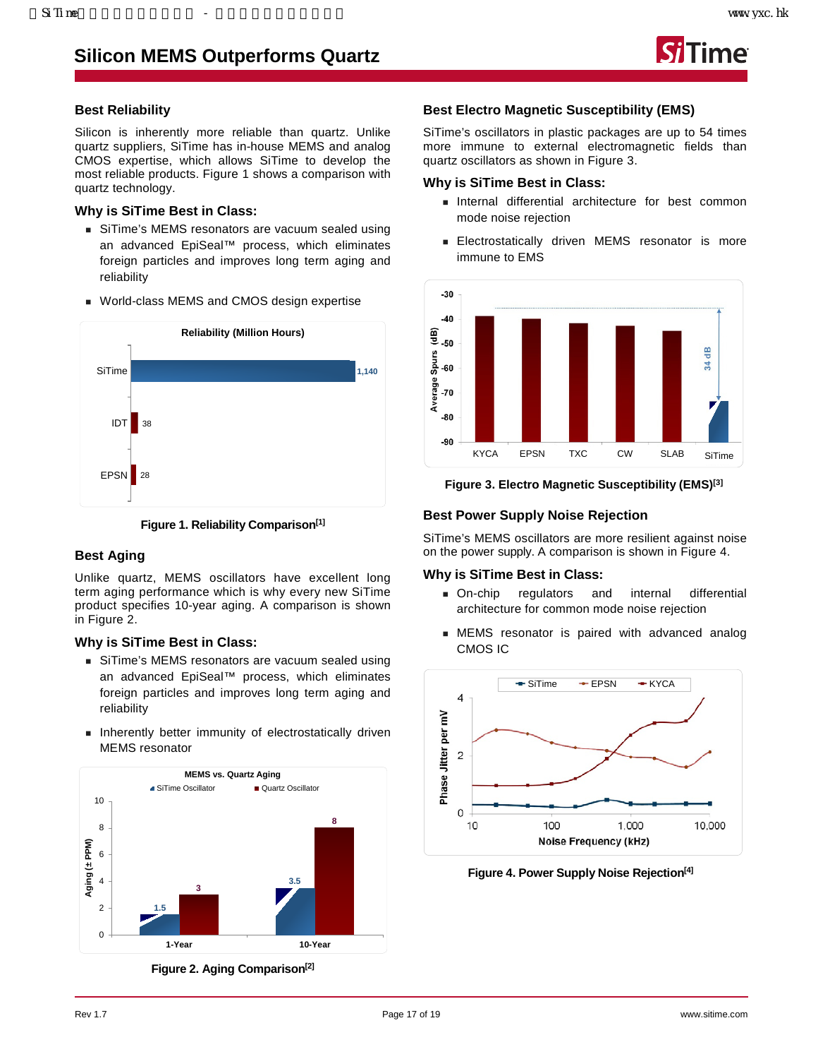# Silicon MEMS Outperforms Quartz

## Best Reliability

Silicon is inherently more reliable than quartz. Unlike quartz suppliers, SiTime has in-house MEMS and analog CMOS expertise, which allows SiTime to develop the most reliable products. Figure 1 shows a comparison with quartz technology.

### Why is SiTime Best in Class:

- SiTime's MEMS resonators are vacuum sealed using an advanced EpiSeal™ process, which eliminates foreign particles and improves long term aging and reliability
- World-class MEMS and CMOS design expertise

**Reliability (Million Hours)**

| Vendor | Reliability (Million Hours) |
|---|---|
| SiTime | 1,140 |
| IDT | 38 |
| EPSN | 28 |

**Figure 1. Reliability Comparison[1]**

## Best Aging

Unlike quartz, MEMS oscillators have excellent long term aging performance which is why every new SiTime product specifies 10-year aging. A comparison is shown in Figure 2.

### Why is SiTime Best in Class:

- SiTime's MEMS resonators are vacuum sealed using an advanced EpiSeal™ process, which eliminates foreign particles and improves long term aging and reliability
- Inherently better immunity of electrostatically driven MEMS resonator

**MEMS vs. Quartz Aging**

| Aging (± PPM) | SiTime Oscillator | Quartz Oscillator |
|---|---|---|
| 1-Year | 1.5 | 3 |
| 10-Year | 3.5 | 8 |

**Figure 2. Aging Comparison[2]**

## Best Electro Magnetic Susceptibility (EMS)

SiTime's oscillators in plastic packages are up to 54 times more immune to external electromagnetic fields than quartz oscillators as shown in Figure 3.

### Why is SiTime Best in Class:

- Internal differential architecture for best common mode noise rejection
- Electrostatically driven MEMS resonator is more immune to EMS

Average Spurs (dB): KYCA, EPSN, TXC, CW, SLAB, SiTime — 34 dB difference

**Figure 3. Electro Magnetic Susceptibility (EMS)[3]**

## Best Power Supply Noise Rejection

SiTime's MEMS oscillators are more resilient against noise on the power supply. A comparison is shown in Figure 4.

### Why is SiTime Best in Class:

- On-chip regulators and internal differential architecture for common mode noise rejection
- MEMS resonator is paired with advanced analog CMOS IC

Phase Jitter per mV vs. Noise Frequency (kHz): SiTime, EPSN, KYCA

**Figure 4. Power Supply Noise Rejection[4]**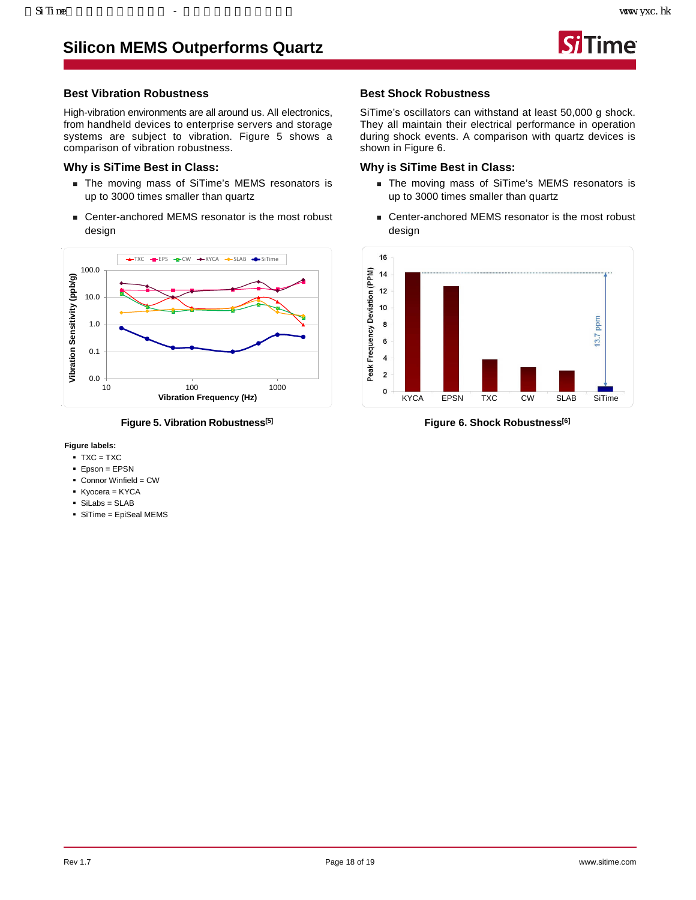# Silicon MEMS Outperforms Quartz

## Best Vibration Robustness

High-vibration environments are all around us. All electronics, from handheld devices to enterprise servers and storage systems are subject to vibration. Figure 5 shows a comparison of vibration robustness.

### Why is SiTime Best in Class:

- The moving mass of SiTime's MEMS resonators is up to 3000 times smaller than quartz
- Center-anchored MEMS resonator is the most robust design

Figure 5. Vibration Robustness[5]

**Figure labels:**

- TXC = TXC
- Epson = EPSN
- Connor Winfield = CW
- Kyocera = KYCA
- SiLabs = SLAB
- SiTime = EpiSeal MEMS

## Best Shock Robustness

SiTime's oscillators can withstand at least 50,000 g shock. They all maintain their electrical performance in operation during shock events. A comparison with quartz devices is shown in Figure 6.

### Why is SiTime Best in Class:

- The moving mass of SiTime's MEMS resonators is up to 3000 times smaller than quartz
- Center-anchored MEMS resonator is the most robust design

Figure 6. Shock Robustness[6]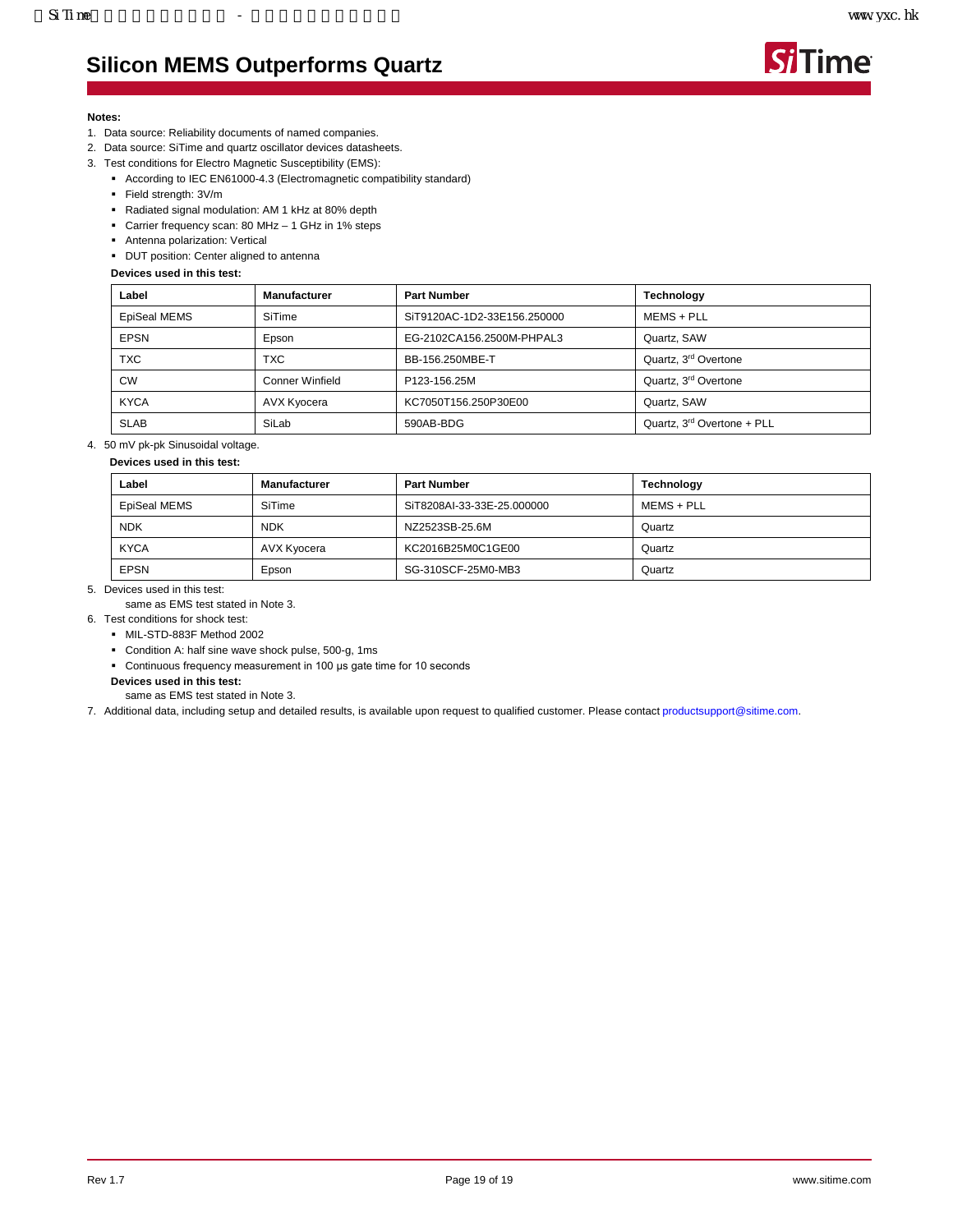# Silicon MEMS Outperforms Quartz

**Notes:**

1. Data source: Reliability documents of named companies.
2. Data source: SiTime and quartz oscillator devices datasheets.
3. Test conditions for Electro Magnetic Susceptibility (EMS):
   - According to IEC EN61000-4.3 (Electromagnetic compatibility standard)
   - Field strength: 3V/m
   - Radiated signal modulation: AM 1 kHz at 80% depth
   - Carrier frequency scan: 80 MHz – 1 GHz in 1% steps
   - Antenna polarization: Vertical
   - DUT position: Center aligned to antenna

   **Devices used in this test:**

| Label | Manufacturer | Part Number | Technology |
|---|---|---|---|
| EpiSeal MEMS | SiTime | SiT9120AC-1D2-33E156.250000 | MEMS + PLL |
| EPSN | Epson | EG-2102CA156.2500M-PHPAL3 | Quartz, SAW |
| TXC | TXC | BB-156.250MBE-T | Quartz, 3rd Overtone |
| CW | Conner Winfield | P123-156.25M | Quartz, 3rd Overtone |
| KYCA | AVX Kyocera | KC7050T156.250P30E00 | Quartz, SAW |
| SLAB | SiLab | 590AB-BDG | Quartz, 3rd Overtone + PLL |

4. 50 mV pk-pk Sinusoidal voltage.

   **Devices used in this test:**

| Label | Manufacturer | Part Number | Technology |
|---|---|---|---|
| EpiSeal MEMS | SiTime | SiT8208AI-33-33E-25.000000 | MEMS + PLL |
| NDK | NDK | NZ2523SB-25.6M | Quartz |
| KYCA | AVX Kyocera | KC2016B25M0C1GE00 | Quartz |
| EPSN | Epson | SG-310SCF-25M0-MB3 | Quartz |

5. Devices used in this test:

   same as EMS test stated in Note 3.

6. Test conditions for shock test:
   - MIL-STD-883F Method 2002
   - Condition A: half sine wave shock pulse, 500-g, 1ms
   - Continuous frequency measurement in 100 µs gate time for 10 seconds

   **Devices used in this test:**

   same as EMS test stated in Note 3.

7. Additional data, including setup and detailed results, is available upon request to qualified customer. Please contact productsupport@sitime.com.